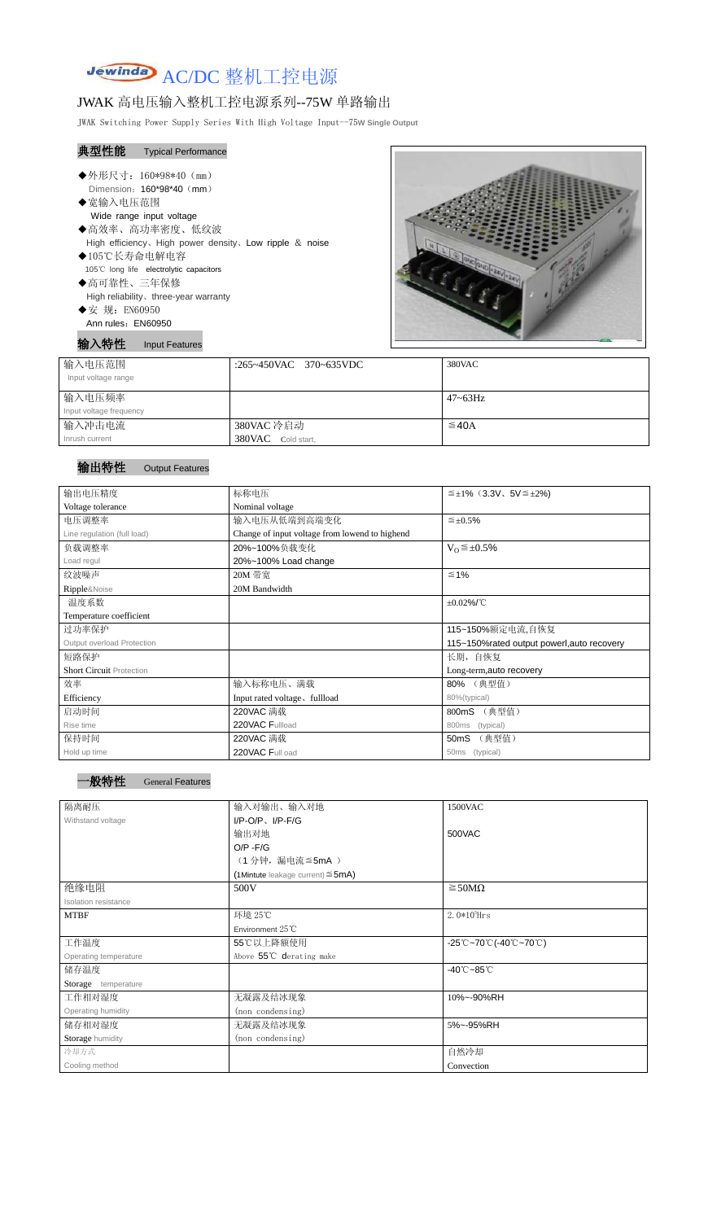# Jewinda AC/DC 整机工控电源

## JWAK 高电压输入整机工控电源系列--75W 单路输出

JWAK Switching Power Supply Series With High Voltage Input--75W Single Output

### 典型性能 Typical Performance

- ◆外形尺寸：160*98*40（mm）
  Dimension：160*98*40（mm）
- ◆宽输入电压范围
  Wide range input voltage
- ◆高效率、高功率密度、低纹波
  High efficiency、High power density、Low ripple ＆ noise
- ◆105℃长寿命电解电容
  105℃ long life electrolytic capacitors
- ◆高可靠性、三年保修
  High reliability、three-year warranty
- ◆安 规：EN60950
  Ann rules：EN60950

### 输入特性 Input Features

| 输入电压范围<br>Input voltage range | :265~450VAC 370~635VDC | 380VAC |
|---|---|---|
| 输入电压频率<br>Input voltage frequency | | 47~63Hz |
| 输入冲击电流<br>Inrush current | 380VAC 冷启动<br>380VAC Cold start, | ≦40A |

### 输出特性 Output Features

| 输出电压精度<br>Voltage tolerance | 标称电压<br>Nominal voltage | ≦±1%（3.3V、5V≦±2%) |
|---|---|---|
| 电压调整率<br>Line regulation (full load) | 输入电压从低端到高端变化<br>Change of input voltage from lowend to highend | ≦±0.5% |
| 负载调整率<br>Load regul | 20%~100%负载变化<br>20%~100% Load change | $V_O$≦±0.5% |
| 纹波噪声<br>Ripple&Noise | 20M 带宽<br>20M Bandwidth | ≦1% |
| 温度系数<br>Temperature coefficient | | ±0.02%/℃ |
| 过功率保护<br>Output overload Protection | | 115~150%额定电流,自恢复<br>115~150%rated output powerl,auto recovery |
| 短路保护<br>Short Circuit Protection | | 长期，自恢复<br>Long-term,auto recovery |
| 效率<br>Efficiency | 输入标称电压、满载<br>Input rated voltage、fullload | 80% （典型值）<br>80%(typical) |
| 启动时间<br>Rise time | 220VAC 满载<br>220VAC Fullload | 800mS （典型值）<br>800ms (typical) |
| 保持时间<br>Hold up time | 220VAC 满载<br>220VAC Full oad | 50mS （典型值）<br>50ms (typical) |

### 一般特性 General Features

| 隔离耐压<br>Withstand voltage | 输入对输出、输入对地<br>I/P-O/P、I/P-F/G | 1500VAC |
|---|---|---|
| | 输出对地<br>O/P -F/G<br>（1 分钟，漏电流≦5mA ）<br>(1Mintute leakage current)≦5mA) | 500VAC |
| 绝缘电阻<br>Isolation resistance | 500V | ≧50MΩ |
| MTBF | 环境 25℃<br>Environment 25℃ | $2.0*10^5$Hrs |
| 工作温度<br>Operating temperature | 55℃以上降额使用<br>Above 55℃ derating make | -25℃~70℃(-40℃~70℃) |
| 储存温度<br>Storage temperature | | -40℃~85℃ |
| 工作相对湿度<br>Operating humidity | 无凝露及结冰现象<br>(non condensing) | 10%~-90%RH |
| 储存相对湿度<br>Storage humidity | 无凝露及结冰现象<br>(non condensing) | 5%~-95%RH |
| 冷却方式<br>Cooling method | | 自然冷却<br>Convection |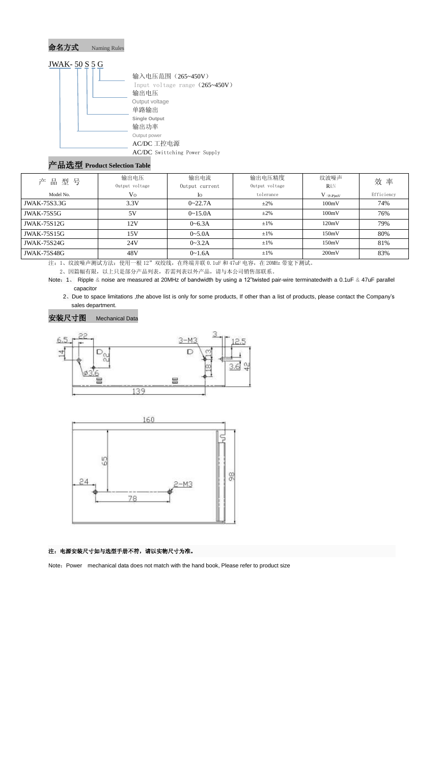## 命名方式 Naming Rules

JWAK- 50 S 5 G

- 输入电压范围（265~450V）
  Input voltage range（265~450V）
- 输出电压
  Output voltage
- 单路输出
  **Single Output**
- 输出功率
  Output power
- AC/DC 工控电源
  AC/DC Swittching Power Supply

## 产品选型 Product Selection Table

| 产 品 型 号<br>Model No. | 输出电压<br>Output voltage<br>Vo | 输出电流<br>Output current<br>Io | 输出电压精度<br>Output voltage<br>tolerance | 纹波噪声<br>R&N<br>V (P-P)mV | 效 率<br>Efficiency |
|---|---|---|---|---|---|
| JWAK-75S3.3G | 3.3V | 0~22.7A | ±2% | 100mV | 74% |
| JWAK-75S5G | 5V | 0~15.0A | ±2% | 100mV | 76% |
| JWAK-75S12G | 12V | 0~6.3A | ±1% | 120mV | 79% |
| JWAK-75S15G | 15V | 0~5.0A | ±1% | 150mV | 80% |
| JWAK-75S24G | 24V | 0~3.2A | ±1% | 150mV | 81% |
| JWAK-75S48G | 48V | 0~1.6A | ±1% | 200mV | 83% |

注：1、纹波噪声测试方法：使用一根 12" 双绞线，在终端并联 0.1uF 和 47uF 电容，在 20MHz 带宽下测试。

2、因篇幅有限，以上只是部分产品列表，若需列表以外产品，请与本公司销售部联系。

Note：1、 Ripple & noise are measured at 20MHz of bandwidth by using a 12"twisted pair-wire terminatedwith a 0.1uF & 47uF parallel capacitor

2、Due to space limitations ,the above list is only for some products, If other than a list of products, please contact the Company's sales department.

## 安装尺寸图 Mechanical Data

6.5 22 14 22 Ø3.6 3-M3 3 12.5 13 18 3.6 42 139

160 65 24 2-M3 78 98

**注：电源安装尺寸如与选型手册不符，请以实物尺寸为准。**

Note：Power mechanical data does not match with the hand book, Please refer to product size